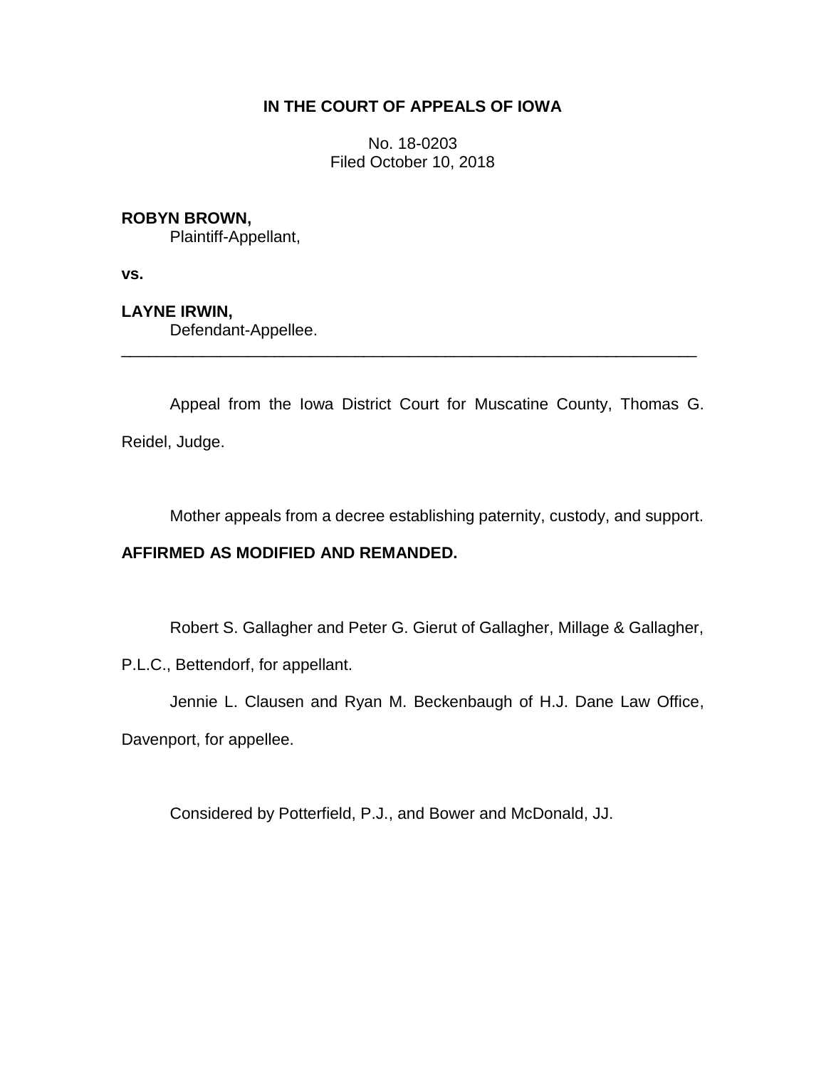# IN THE COURT OF APPEALS OF IOWA

No. 18-0203
Filed October 10, 2018

**ROBYN BROWN,**
Plaintiff-Appellant,

**vs.**

**LAYNE IRWIN,**
Defendant-Appellee.

---

Appeal from the Iowa District Court for Muscatine County, Thomas G. Reidel, Judge.

Mother appeals from a decree establishing paternity, custody, and support.

**AFFIRMED AS MODIFIED AND REMANDED.**

Robert S. Gallagher and Peter G. Gierut of Gallagher, Millage & Gallagher, P.L.C., Bettendorf, for appellant.

Jennie L. Clausen and Ryan M. Beckenbaugh of H.J. Dane Law Office, Davenport, for appellee.

Considered by Potterfield, P.J., and Bower and McDonald, JJ.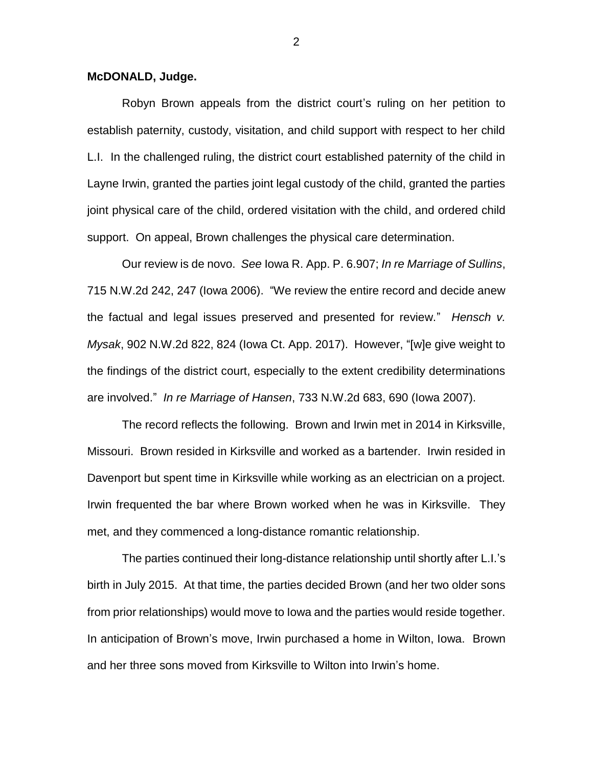**McDONALD, Judge.**

Robyn Brown appeals from the district court's ruling on her petition to establish paternity, custody, visitation, and child support with respect to her child L.I. In the challenged ruling, the district court established paternity of the child in Layne Irwin, granted the parties joint legal custody of the child, granted the parties joint physical care of the child, ordered visitation with the child, and ordered child support. On appeal, Brown challenges the physical care determination.

Our review is de novo. *See* Iowa R. App. P. 6.907; *In re Marriage of Sullins*, 715 N.W.2d 242, 247 (Iowa 2006). "We review the entire record and decide anew the factual and legal issues preserved and presented for review." *Hensch v. Mysak*, 902 N.W.2d 822, 824 (Iowa Ct. App. 2017). However, "[w]e give weight to the findings of the district court, especially to the extent credibility determinations are involved." *In re Marriage of Hansen*, 733 N.W.2d 683, 690 (Iowa 2007).

The record reflects the following. Brown and Irwin met in 2014 in Kirksville, Missouri. Brown resided in Kirksville and worked as a bartender. Irwin resided in Davenport but spent time in Kirksville while working as an electrician on a project. Irwin frequented the bar where Brown worked when he was in Kirksville. They met, and they commenced a long-distance romantic relationship.

The parties continued their long-distance relationship until shortly after L.I.'s birth in July 2015. At that time, the parties decided Brown (and her two older sons from prior relationships) would move to Iowa and the parties would reside together. In anticipation of Brown's move, Irwin purchased a home in Wilton, Iowa. Brown and her three sons moved from Kirksville to Wilton into Irwin's home.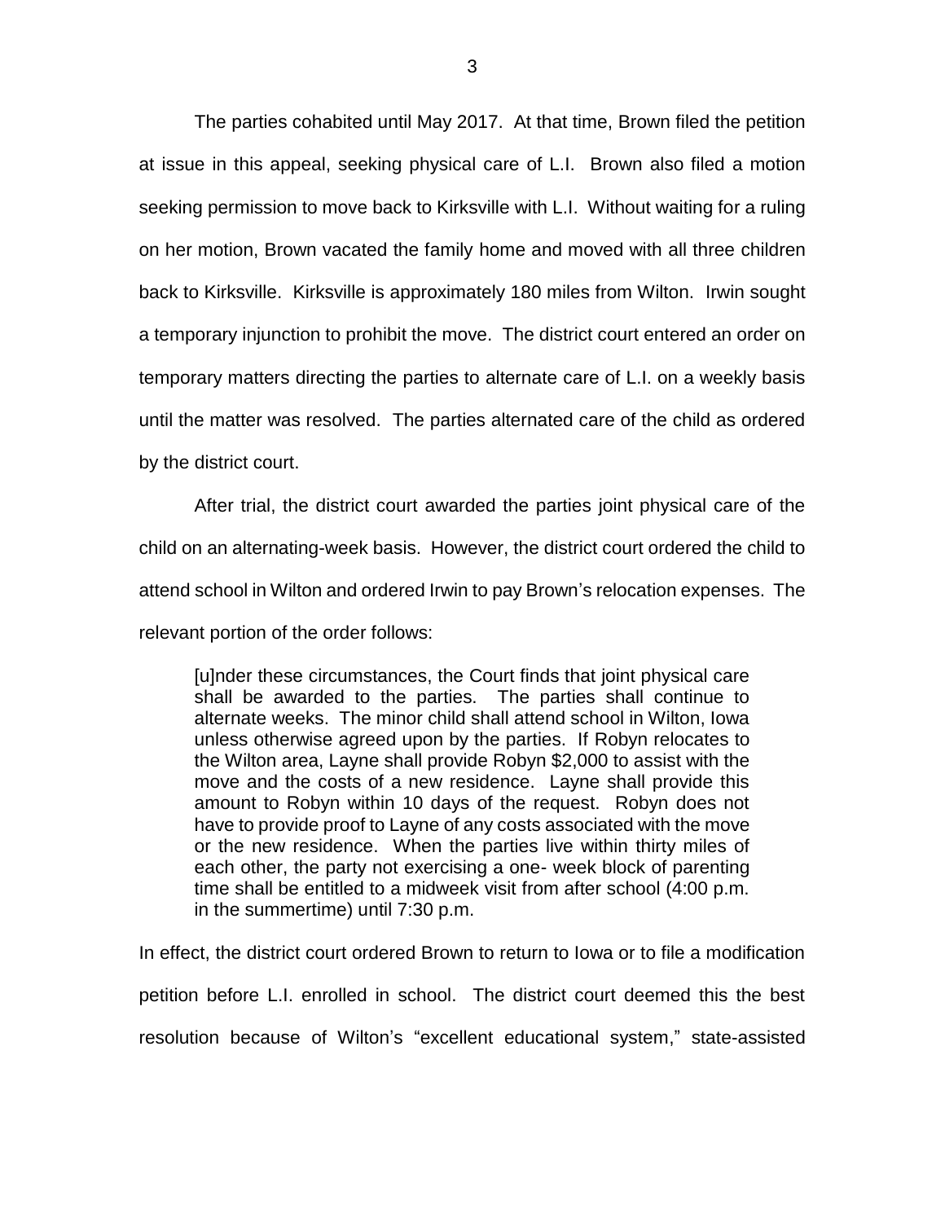The parties cohabited until May 2017. At that time, Brown filed the petition at issue in this appeal, seeking physical care of L.I. Brown also filed a motion seeking permission to move back to Kirksville with L.I. Without waiting for a ruling on her motion, Brown vacated the family home and moved with all three children back to Kirksville. Kirksville is approximately 180 miles from Wilton. Irwin sought a temporary injunction to prohibit the move. The district court entered an order on temporary matters directing the parties to alternate care of L.I. on a weekly basis until the matter was resolved. The parties alternated care of the child as ordered by the district court.

After trial, the district court awarded the parties joint physical care of the child on an alternating-week basis. However, the district court ordered the child to attend school in Wilton and ordered Irwin to pay Brown's relocation expenses. The relevant portion of the order follows:

> [u]nder these circumstances, the Court finds that joint physical care shall be awarded to the parties. The parties shall continue to alternate weeks. The minor child shall attend school in Wilton, Iowa unless otherwise agreed upon by the parties. If Robyn relocates to the Wilton area, Layne shall provide Robyn $2,000 to assist with the move and the costs of a new residence. Layne shall provide this amount to Robyn within 10 days of the request. Robyn does not have to provide proof to Layne of any costs associated with the move or the new residence. When the parties live within thirty miles of each other, the party not exercising a one- week block of parenting time shall be entitled to a midweek visit from after school (4:00 p.m. in the summertime) until 7:30 p.m.

In effect, the district court ordered Brown to return to Iowa or to file a modification petition before L.I. enrolled in school. The district court deemed this the best resolution because of Wilton's "excellent educational system," state-assisted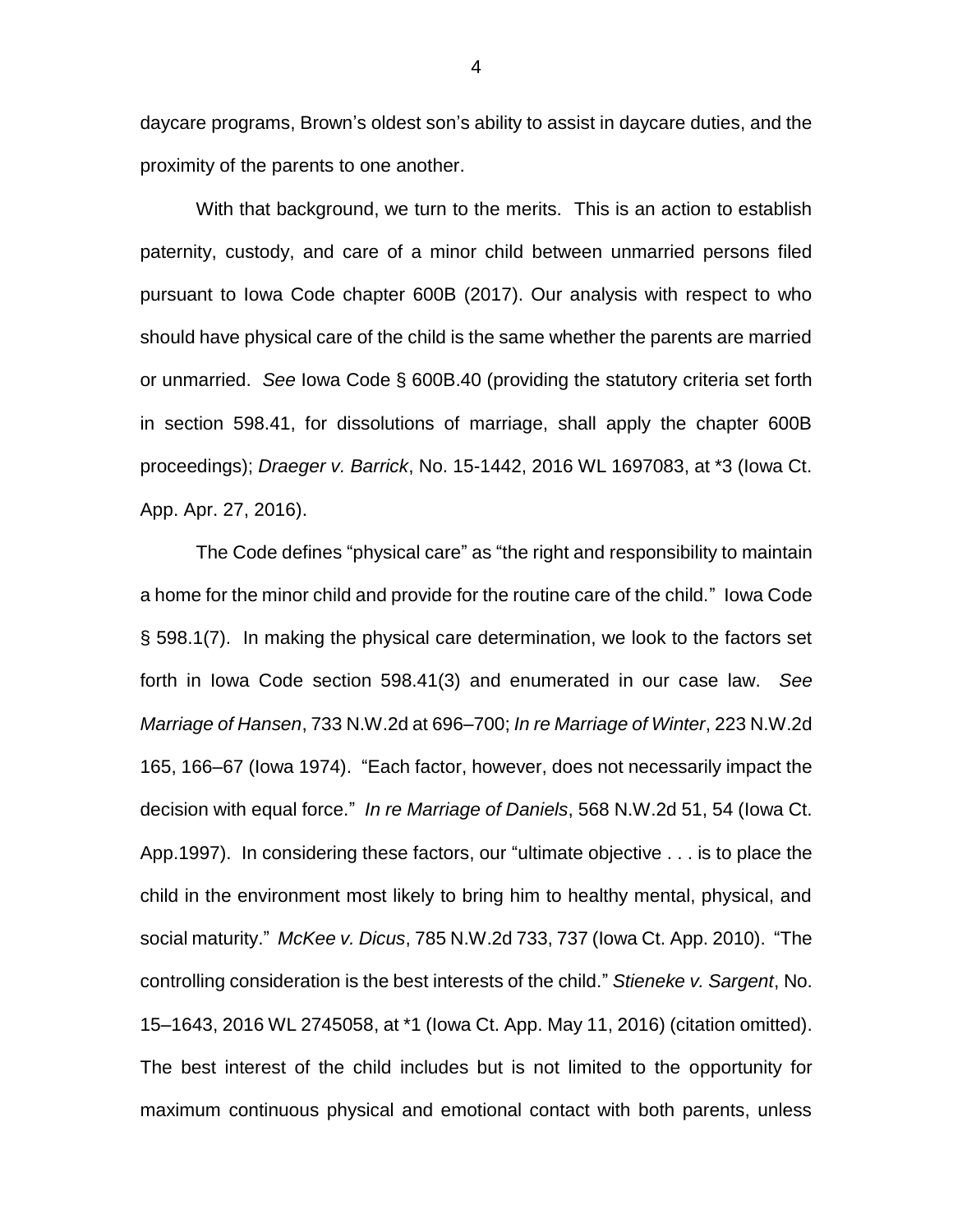daycare programs, Brown's oldest son's ability to assist in daycare duties, and the proximity of the parents to one another.

With that background, we turn to the merits. This is an action to establish paternity, custody, and care of a minor child between unmarried persons filed pursuant to Iowa Code chapter 600B (2017). Our analysis with respect to who should have physical care of the child is the same whether the parents are married or unmarried. *See* Iowa Code § 600B.40 (providing the statutory criteria set forth in section 598.41, for dissolutions of marriage, shall apply the chapter 600B proceedings); *Draeger v. Barrick*, No. 15-1442, 2016 WL 1697083, at *3 (Iowa Ct. App. Apr. 27, 2016).

The Code defines "physical care" as "the right and responsibility to maintain a home for the minor child and provide for the routine care of the child." Iowa Code § 598.1(7). In making the physical care determination, we look to the factors set forth in Iowa Code section 598.41(3) and enumerated in our case law. *See Marriage of Hansen*, 733 N.W.2d at 696–700; *In re Marriage of Winter*, 223 N.W.2d 165, 166–67 (Iowa 1974). "Each factor, however, does not necessarily impact the decision with equal force." *In re Marriage of Daniels*, 568 N.W.2d 51, 54 (Iowa Ct. App.1997). In considering these factors, our "ultimate objective . . . is to place the child in the environment most likely to bring him to healthy mental, physical, and social maturity." *McKee v. Dicus*, 785 N.W.2d 733, 737 (Iowa Ct. App. 2010). "The controlling consideration is the best interests of the child." *Stieneke v. Sargent*, No. 15–1643, 2016 WL 2745058, at *1 (Iowa Ct. App. May 11, 2016) (citation omitted). The best interest of the child includes but is not limited to the opportunity for maximum continuous physical and emotional contact with both parents, unless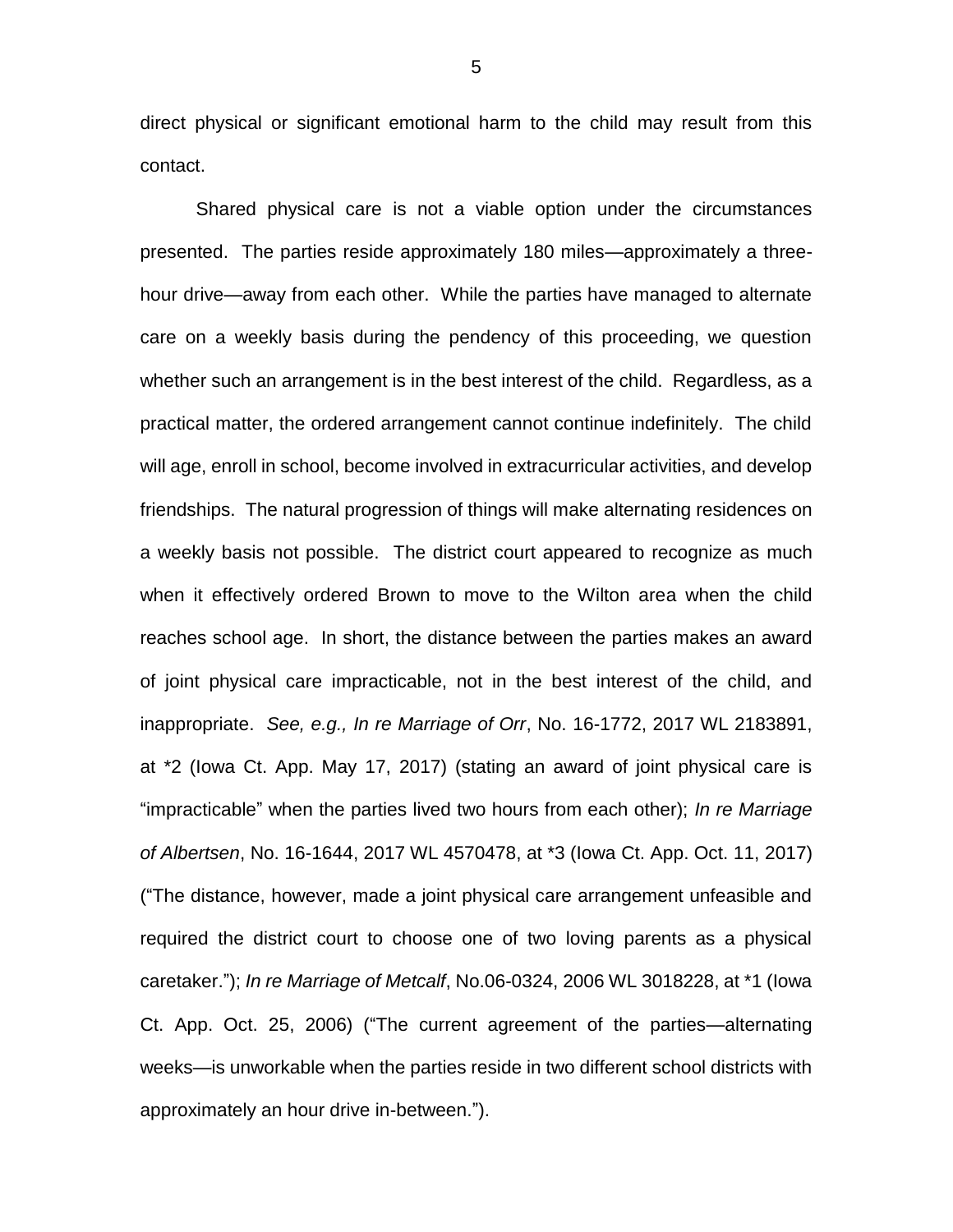direct physical or significant emotional harm to the child may result from this contact.

Shared physical care is not a viable option under the circumstances presented. The parties reside approximately 180 miles—approximately a three-hour drive—away from each other. While the parties have managed to alternate care on a weekly basis during the pendency of this proceeding, we question whether such an arrangement is in the best interest of the child. Regardless, as a practical matter, the ordered arrangement cannot continue indefinitely. The child will age, enroll in school, become involved in extracurricular activities, and develop friendships. The natural progression of things will make alternating residences on a weekly basis not possible. The district court appeared to recognize as much when it effectively ordered Brown to move to the Wilton area when the child reaches school age. In short, the distance between the parties makes an award of joint physical care impracticable, not in the best interest of the child, and inappropriate. *See, e.g., In re Marriage of Orr*, No. 16-1772, 2017 WL 2183891, at \*2 (Iowa Ct. App. May 17, 2017) (stating an award of joint physical care is "impracticable" when the parties lived two hours from each other); *In re Marriage of Albertsen*, No. 16-1644, 2017 WL 4570478, at \*3 (Iowa Ct. App. Oct. 11, 2017) ("The distance, however, made a joint physical care arrangement unfeasible and required the district court to choose one of two loving parents as a physical caretaker."); *In re Marriage of Metcalf*, No.06-0324, 2006 WL 3018228, at \*1 (Iowa Ct. App. Oct. 25, 2006) ("The current agreement of the parties—alternating weeks—is unworkable when the parties reside in two different school districts with approximately an hour drive in-between.").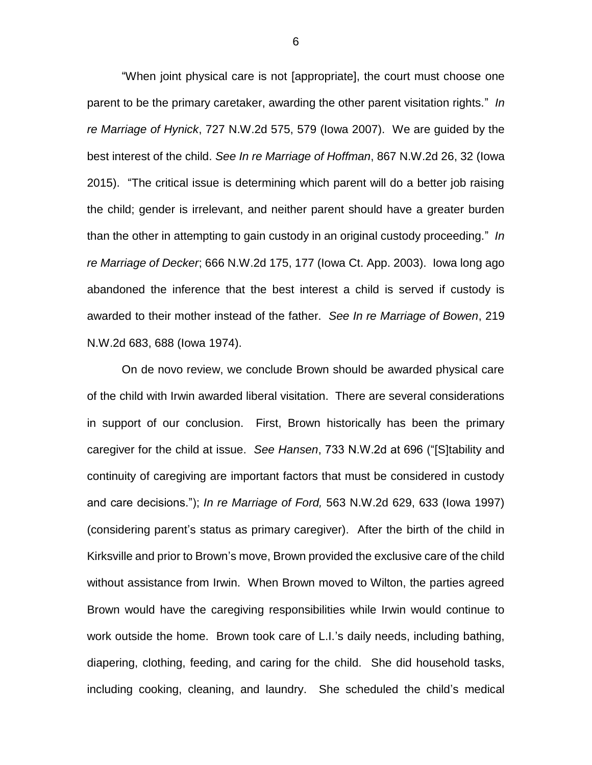"When joint physical care is not [appropriate], the court must choose one parent to be the primary caretaker, awarding the other parent visitation rights." *In re Marriage of Hynick*, 727 N.W.2d 575, 579 (Iowa 2007). We are guided by the best interest of the child. *See In re Marriage of Hoffman*, 867 N.W.2d 26, 32 (Iowa 2015). "The critical issue is determining which parent will do a better job raising the child; gender is irrelevant, and neither parent should have a greater burden than the other in attempting to gain custody in an original custody proceeding." *In re Marriage of Decker*; 666 N.W.2d 175, 177 (Iowa Ct. App. 2003). Iowa long ago abandoned the inference that the best interest a child is served if custody is awarded to their mother instead of the father. *See In re Marriage of Bowen*, 219 N.W.2d 683, 688 (Iowa 1974).

On de novo review, we conclude Brown should be awarded physical care of the child with Irwin awarded liberal visitation. There are several considerations in support of our conclusion. First, Brown historically has been the primary caregiver for the child at issue. *See Hansen*, 733 N.W.2d at 696 ("[S]tability and continuity of caregiving are important factors that must be considered in custody and care decisions."); *In re Marriage of Ford,* 563 N.W.2d 629, 633 (Iowa 1997) (considering parent's status as primary caregiver). After the birth of the child in Kirksville and prior to Brown's move, Brown provided the exclusive care of the child without assistance from Irwin. When Brown moved to Wilton, the parties agreed Brown would have the caregiving responsibilities while Irwin would continue to work outside the home. Brown took care of L.I.'s daily needs, including bathing, diapering, clothing, feeding, and caring for the child. She did household tasks, including cooking, cleaning, and laundry. She scheduled the child's medical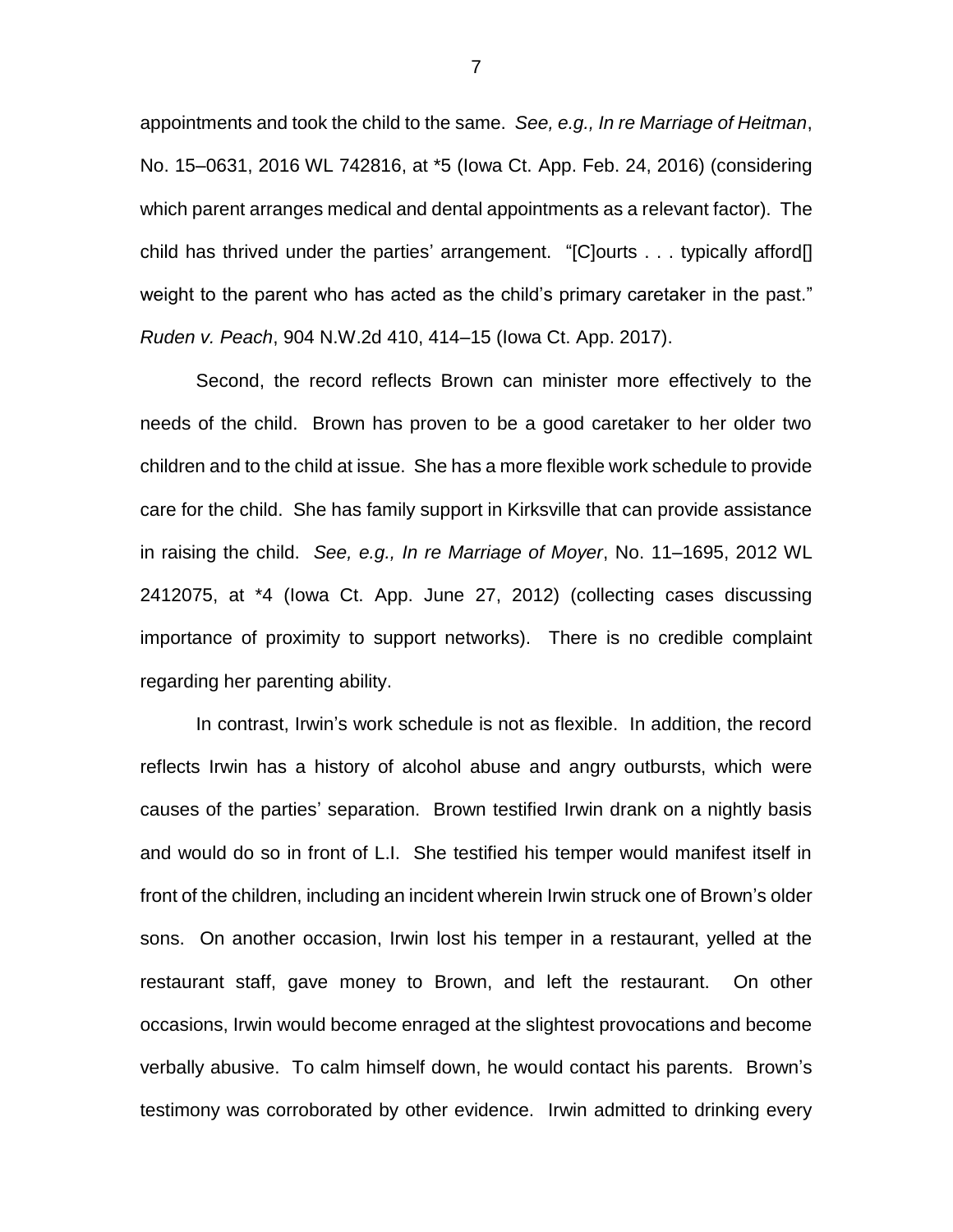appointments and took the child to the same. *See, e.g., In re Marriage of Heitman*, No. 15–0631, 2016 WL 742816, at *5 (Iowa Ct. App. Feb. 24, 2016) (considering which parent arranges medical and dental appointments as a relevant factor). The child has thrived under the parties' arrangement. "[C]ourts . . . typically afford[] weight to the parent who has acted as the child's primary caretaker in the past." *Ruden v. Peach*, 904 N.W.2d 410, 414–15 (Iowa Ct. App. 2017).

Second, the record reflects Brown can minister more effectively to the needs of the child. Brown has proven to be a good caretaker to her older two children and to the child at issue. She has a more flexible work schedule to provide care for the child. She has family support in Kirksville that can provide assistance in raising the child. *See, e.g., In re Marriage of Moyer*, No. 11–1695, 2012 WL 2412075, at *4 (Iowa Ct. App. June 27, 2012) (collecting cases discussing importance of proximity to support networks). There is no credible complaint regarding her parenting ability.

In contrast, Irwin's work schedule is not as flexible. In addition, the record reflects Irwin has a history of alcohol abuse and angry outbursts, which were causes of the parties' separation. Brown testified Irwin drank on a nightly basis and would do so in front of L.I. She testified his temper would manifest itself in front of the children, including an incident wherein Irwin struck one of Brown's older sons. On another occasion, Irwin lost his temper in a restaurant, yelled at the restaurant staff, gave money to Brown, and left the restaurant. On other occasions, Irwin would become enraged at the slightest provocations and become verbally abusive. To calm himself down, he would contact his parents. Brown's testimony was corroborated by other evidence. Irwin admitted to drinking every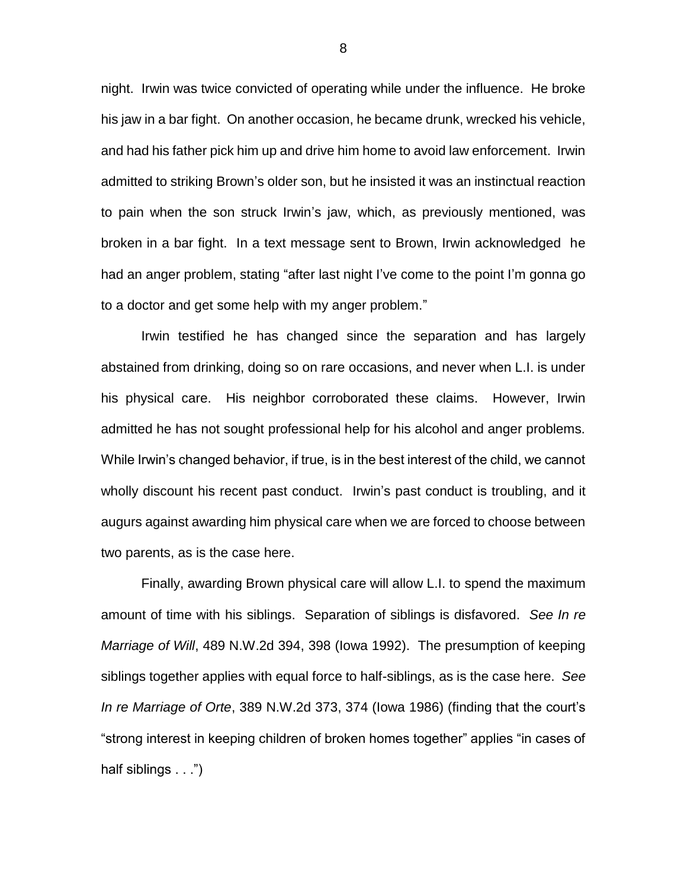night. Irwin was twice convicted of operating while under the influence. He broke his jaw in a bar fight. On another occasion, he became drunk, wrecked his vehicle, and had his father pick him up and drive him home to avoid law enforcement. Irwin admitted to striking Brown's older son, but he insisted it was an instinctual reaction to pain when the son struck Irwin's jaw, which, as previously mentioned, was broken in a bar fight. In a text message sent to Brown, Irwin acknowledged he had an anger problem, stating "after last night I've come to the point I'm gonna go to a doctor and get some help with my anger problem."

Irwin testified he has changed since the separation and has largely abstained from drinking, doing so on rare occasions, and never when L.I. is under his physical care. His neighbor corroborated these claims. However, Irwin admitted he has not sought professional help for his alcohol and anger problems. While Irwin's changed behavior, if true, is in the best interest of the child, we cannot wholly discount his recent past conduct. Irwin's past conduct is troubling, and it augurs against awarding him physical care when we are forced to choose between two parents, as is the case here.

Finally, awarding Brown physical care will allow L.I. to spend the maximum amount of time with his siblings. Separation of siblings is disfavored. *See In re Marriage of Will*, 489 N.W.2d 394, 398 (Iowa 1992). The presumption of keeping siblings together applies with equal force to half-siblings, as is the case here. *See In re Marriage of Orte*, 389 N.W.2d 373, 374 (Iowa 1986) (finding that the court's "strong interest in keeping children of broken homes together" applies "in cases of half siblings . . .")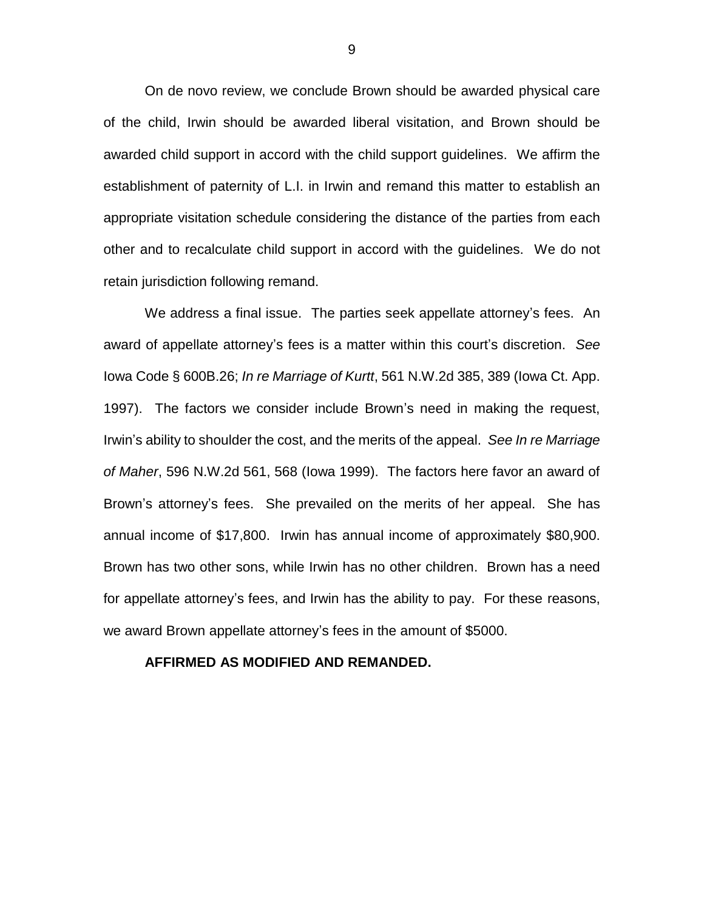On de novo review, we conclude Brown should be awarded physical care of the child, Irwin should be awarded liberal visitation, and Brown should be awarded child support in accord with the child support guidelines. We affirm the establishment of paternity of L.I. in Irwin and remand this matter to establish an appropriate visitation schedule considering the distance of the parties from each other and to recalculate child support in accord with the guidelines. We do not retain jurisdiction following remand.

We address a final issue. The parties seek appellate attorney's fees. An award of appellate attorney's fees is a matter within this court's discretion. *See* Iowa Code § 600B.26; *In re Marriage of Kurtt*, 561 N.W.2d 385, 389 (Iowa Ct. App. 1997). The factors we consider include Brown's need in making the request, Irwin's ability to shoulder the cost, and the merits of the appeal. *See In re Marriage of Maher*, 596 N.W.2d 561, 568 (Iowa 1999). The factors here favor an award of Brown's attorney's fees. She prevailed on the merits of her appeal. She has annual income of $17,800. Irwin has annual income of approximately $80,900. Brown has two other sons, while Irwin has no other children. Brown has a need for appellate attorney's fees, and Irwin has the ability to pay. For these reasons, we award Brown appellate attorney's fees in the amount of $5000.

**AFFIRMED AS MODIFIED AND REMANDED.**